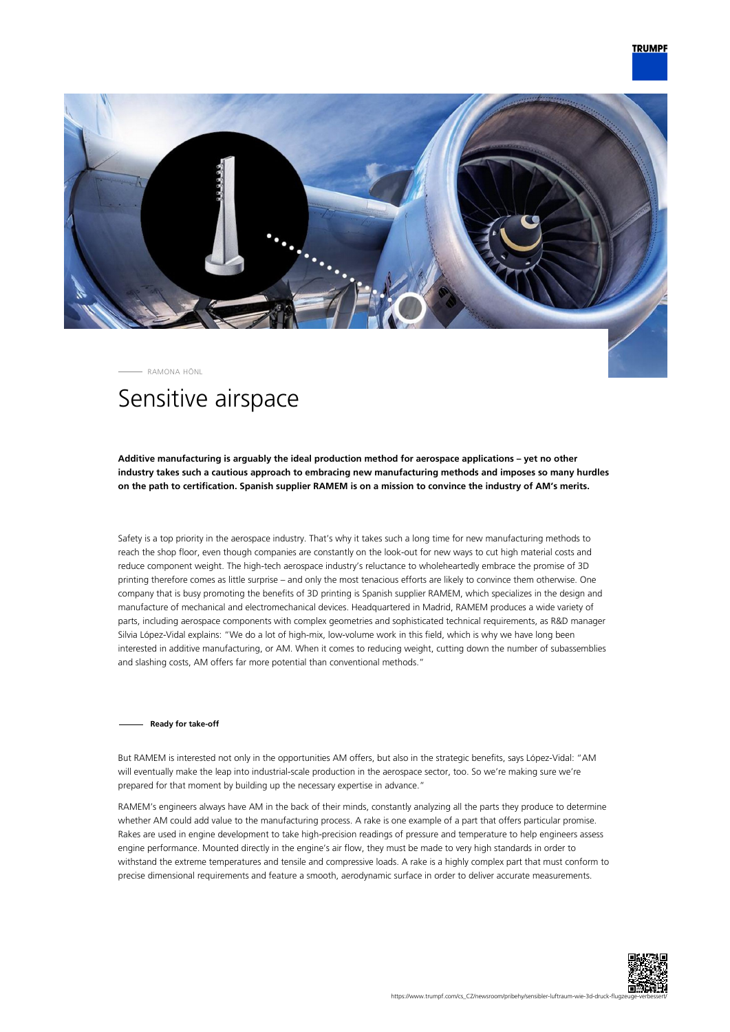RAMONA HÖNL

# Sensitive airspace

**Additive manufacturing is arguably the ideal production method for aerospace applications – yet no other industry takes such a cautious approach to embracing new manufacturing methods and imposes so many hurdles on the path to certification. Spanish supplier RAMEM is on a mission to convince the industry of AM's merits.**

Safety is a top priority in the aerospace industry. That's why it takes such a long time for new manufacturing methods to reach the shop floor, even though companies are constantly on the look-out for new ways to cut high material costs and reduce component weight. The high-tech aerospace industry's reluctance to wholeheartedly embrace the promise of 3D printing therefore comes as little surprise – and only the most tenacious efforts are likely to convince them otherwise. One company that is busy promoting the benefits of 3D printing is Spanish supplier RAMEM, which specializes in the design and manufacture of mechanical and electromechanical devices. Headquartered in Madrid, RAMEM produces a wide variety of parts, including aerospace components with complex geometries and sophisticated technical requirements, as R&D manager Silvia López-Vidal explains: "We do a lot of high-mix, low-volume work in this field, which is why we have long been interested in additive manufacturing, or AM. When it comes to reducing weight, cutting down the number of subassemblies and slashing costs, AM offers far more potential than conventional methods."

## Ready for take-off

But RAMEM is interested not only in the opportunities AM offers, but also in the strategic benefits, says López-Vidal: "AM will eventually make the leap into industrial-scale production in the aerospace sector, too. So we're making sure we're prepared for that moment by building up the necessary expertise in advance."

RAMEM's engineers always have AM in the back of their minds, constantly analyzing all the parts they produce to determine whether AM could add value to the manufacturing process. A rake is one example of a part that offers particular promise. Rakes are used in engine development to take high-precision readings of pressure and temperature to help engineers assess engine performance. Mounted directly in the engine's air flow, they must be made to very high standards in order to withstand the extreme temperatures and tensile and compressive loads. A rake is a highly complex part that must conform to precise dimensional requirements and feature a smooth, aerodynamic surface in order to deliver accurate measurements.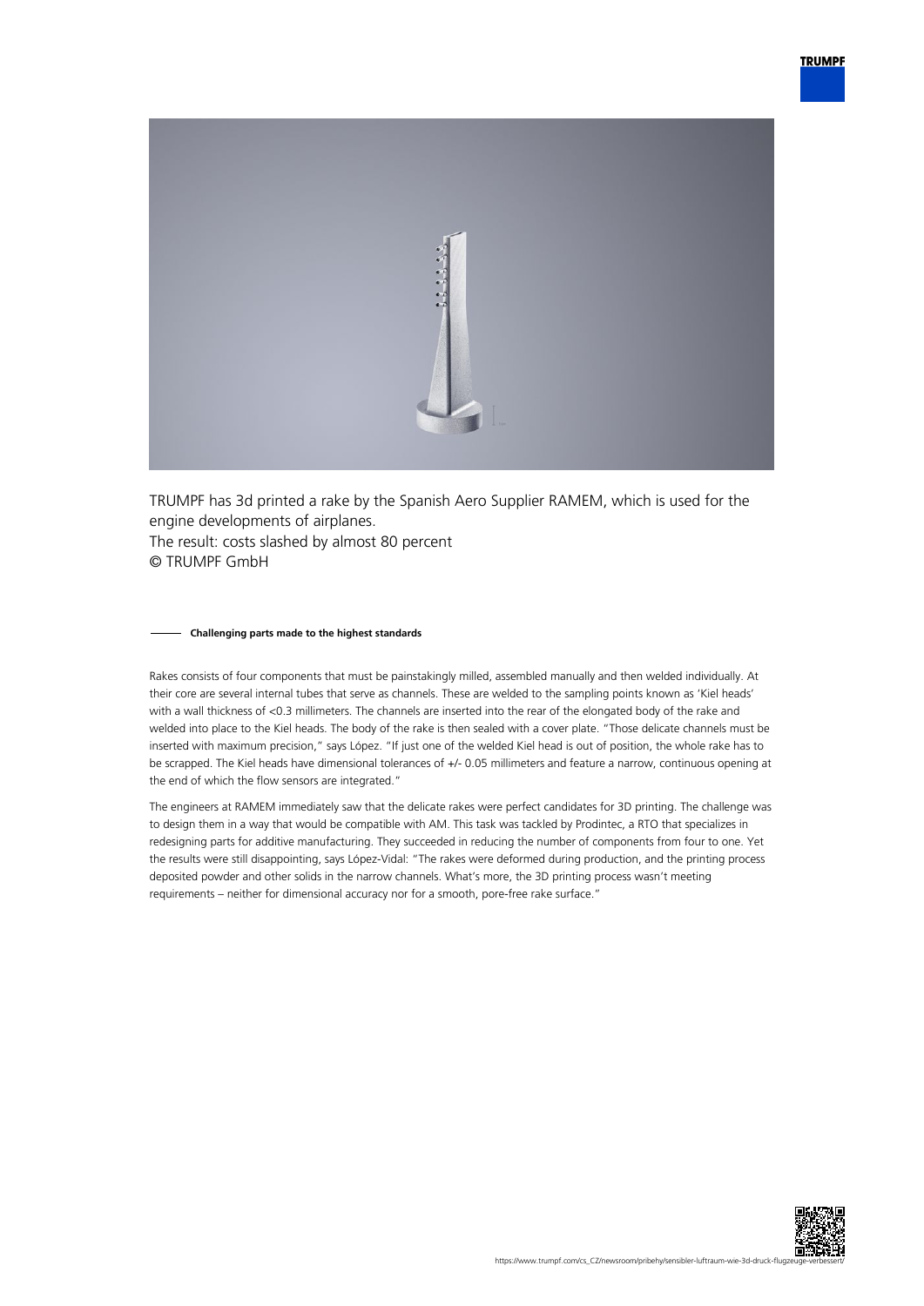TRUMPF has 3d printed a rake by the Spanish Aero Supplier RAMEM, which is used for the engine developments of airplanes.
The result: costs slashed by almost 80 percent
© TRUMPF GmbH

#### Challenging parts made to the highest standards

Rakes consists of four components that must be painstakingly milled, assembled manually and then welded individually. At their core are several internal tubes that serve as channels. These are welded to the sampling points known as 'Kiel heads' with a wall thickness of <0.3 millimeters. The channels are inserted into the rear of the elongated body of the rake and welded into place to the Kiel heads. The body of the rake is then sealed with a cover plate. "Those delicate channels must be inserted with maximum precision," says López. "If just one of the welded Kiel head is out of position, the whole rake has to be scrapped. The Kiel heads have dimensional tolerances of +/- 0.05 millimeters and feature a narrow, continuous opening at the end of which the flow sensors are integrated."

The engineers at RAMEM immediately saw that the delicate rakes were perfect candidates for 3D printing. The challenge was to design them in a way that would be compatible with AM. This task was tackled by Prodintec, a RTO that specializes in redesigning parts for additive manufacturing. They succeeded in reducing the number of components from four to one. Yet the results were still disappointing, says López-Vidal: "The rakes were deformed during production, and the printing process deposited powder and other solids in the narrow channels. What's more, the 3D printing process wasn't meeting requirements – neither for dimensional accuracy nor for a smooth, pore-free rake surface."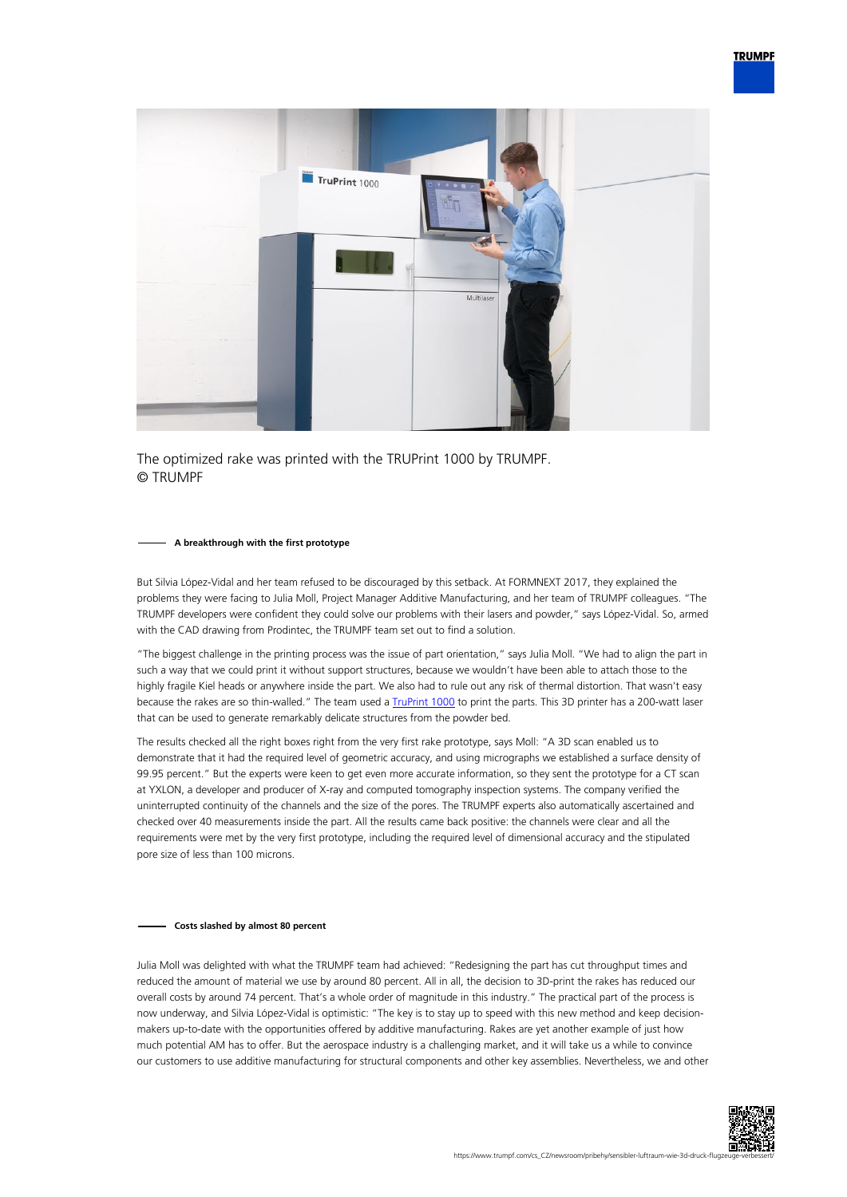The optimized rake was printed with the TRUPrint 1000 by TRUMPF.
© TRUMPF

#### A breakthrough with the first prototype

But Silvia López-Vidal and her team refused to be discouraged by this setback. At FORMNEXT 2017, they explained the problems they were facing to Julia Moll, Project Manager Additive Manufacturing, and her team of TRUMPF colleagues. "The TRUMPF developers were confident they could solve our problems with their lasers and powder," says López-Vidal. So, armed with the CAD drawing from Prodintec, the TRUMPF team set out to find a solution.

"The biggest challenge in the printing process was the issue of part orientation," says Julia Moll. "We had to align the part in such a way that we could print it without support structures, because we wouldn't have been able to attach those to the highly fragile Kiel heads or anywhere inside the part. We also had to rule out any risk of thermal distortion. That wasn't easy because the rakes are so thin-walled." The team used a TruPrint 1000 to print the parts. This 3D printer has a 200-watt laser that can be used to generate remarkably delicate structures from the powder bed.

The results checked all the right boxes right from the very first rake prototype, says Moll: "A 3D scan enabled us to demonstrate that it had the required level of geometric accuracy, and using micrographs we established a surface density of 99.95 percent." But the experts were keen to get even more accurate information, so they sent the prototype for a CT scan at YXLON, a developer and producer of X-ray and computed tomography inspection systems. The company verified the uninterrupted continuity of the channels and the size of the pores. The TRUMPF experts also automatically ascertained and checked over 40 measurements inside the part. All the results came back positive: the channels were clear and all the requirements were met by the very first prototype, including the required level of dimensional accuracy and the stipulated pore size of less than 100 microns.

#### Costs slashed by almost 80 percent

Julia Moll was delighted with what the TRUMPF team had achieved: "Redesigning the part has cut throughput times and reduced the amount of material we use by around 80 percent. All in all, the decision to 3D-print the rakes has reduced our overall costs by around 74 percent. That's a whole order of magnitude in this industry." The practical part of the process is now underway, and Silvia López-Vidal is optimistic: "The key is to stay up to speed with this new method and keep decision-makers up-to-date with the opportunities offered by additive manufacturing. Rakes are yet another example of just how much potential AM has to offer. But the aerospace industry is a challenging market, and it will take us a while to convince our customers to use additive manufacturing for structural components and other key assemblies. Nevertheless, we and other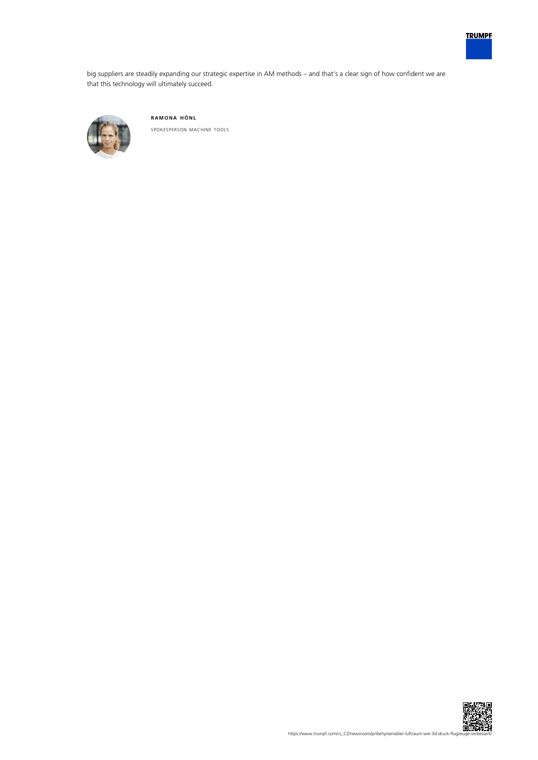big suppliers are steadily expanding our strategic expertise in AM methods – and that's a clear sign of how confident we are that this technology will ultimately succeed.

**RAMONA HÖNL**

SPOKESPERSON MACHINE TOOLS